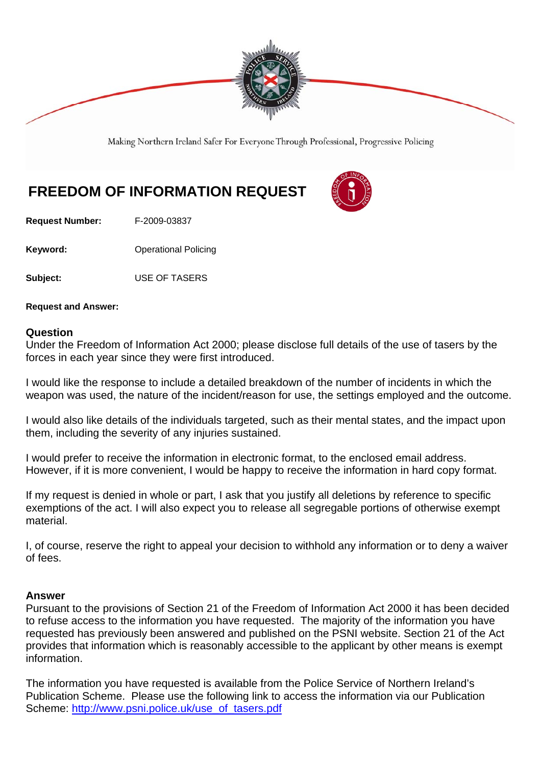Making Northern Ireland Safer For Everyone Through Professional, Progressive Policing

# FREEDOM OF INFORMATION REQUEST

**Request Number:** F-2009-03837

**Keyword:** Operational Policing

**Subject:** USE OF TASERS

**Request and Answer:**

## Question

Under the Freedom of Information Act 2000; please disclose full details of the use of tasers by the forces in each year since they were first introduced.

I would like the response to include a detailed breakdown of the number of incidents in which the weapon was used, the nature of the incident/reason for use, the settings employed and the outcome.

I would also like details of the individuals targeted, such as their mental states, and the impact upon them, including the severity of any injuries sustained.

I would prefer to receive the information in electronic format, to the enclosed email address. However, if it is more convenient, I would be happy to receive the information in hard copy format.

If my request is denied in whole or part, I ask that you justify all deletions by reference to specific exemptions of the act. I will also expect you to release all segregable portions of otherwise exempt material.

I, of course, reserve the right to appeal your decision to withhold any information or to deny a waiver of fees.

## Answer

Pursuant to the provisions of Section 21 of the Freedom of Information Act 2000 it has been decided to refuse access to the information you have requested. The majority of the information you have requested has previously been answered and published on the PSNI website. Section 21 of the Act provides that information which is reasonably accessible to the applicant by other means is exempt information.

The information you have requested is available from the Police Service of Northern Ireland's Publication Scheme. Please use the following link to access the information via our Publication Scheme: [http://www.psni.police.uk/use_of_tasers.pdf](http://www.psni.police.uk/use_of_tasers.pdf)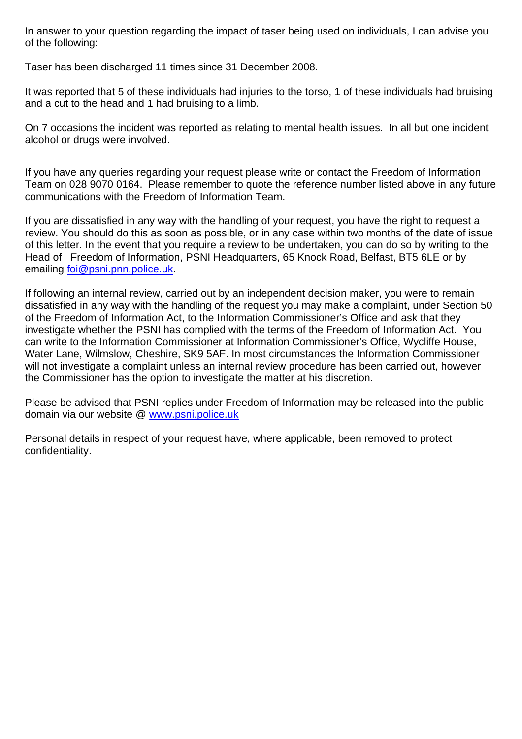In answer to your question regarding the impact of taser being used on individuals, I can advise you of the following:

Taser has been discharged 11 times since 31 December 2008.

It was reported that 5 of these individuals had injuries to the torso, 1 of these individuals had bruising and a cut to the head and 1 had bruising to a limb.

On 7 occasions the incident was reported as relating to mental health issues. In all but one incident alcohol or drugs were involved.

If you have any queries regarding your request please write or contact the Freedom of Information Team on 028 9070 0164. Please remember to quote the reference number listed above in any future communications with the Freedom of Information Team.

If you are dissatisfied in any way with the handling of your request, you have the right to request a review. You should do this as soon as possible, or in any case within two months of the date of issue of this letter. In the event that you require a review to be undertaken, you can do so by writing to the Head of Freedom of Information, PSNI Headquarters, 65 Knock Road, Belfast, BT5 6LE or by emailing foi@psni.pnn.police.uk.

If following an internal review, carried out by an independent decision maker, you were to remain dissatisfied in any way with the handling of the request you may make a complaint, under Section 50 of the Freedom of Information Act, to the Information Commissioner's Office and ask that they investigate whether the PSNI has complied with the terms of the Freedom of Information Act. You can write to the Information Commissioner at Information Commissioner's Office, Wycliffe House, Water Lane, Wilmslow, Cheshire, SK9 5AF. In most circumstances the Information Commissioner will not investigate a complaint unless an internal review procedure has been carried out, however the Commissioner has the option to investigate the matter at his discretion.

Please be advised that PSNI replies under Freedom of Information may be released into the public domain via our website @ www.psni.police.uk

Personal details in respect of your request have, where applicable, been removed to protect confidentiality.